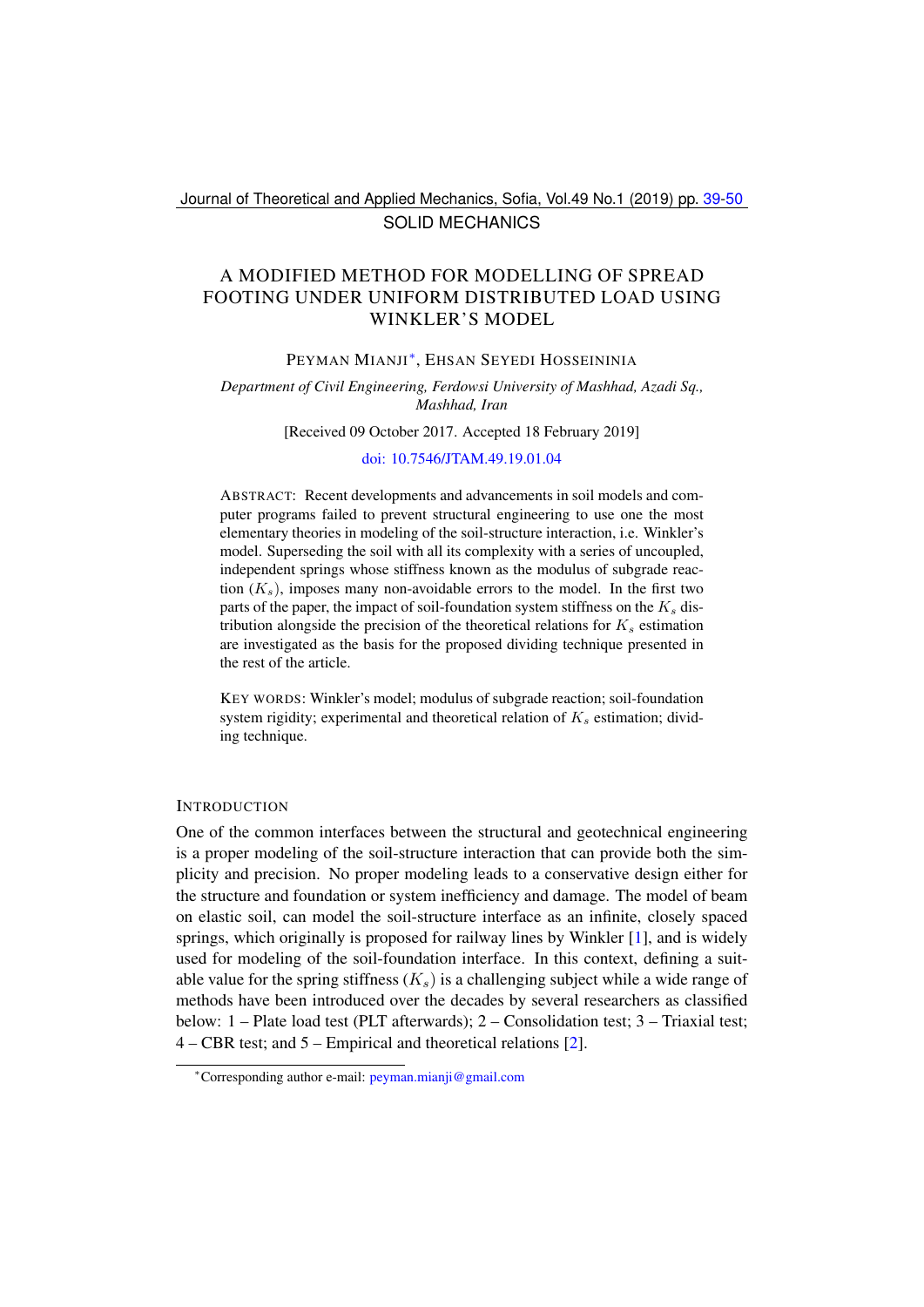SOLID MECHANICS

# A MODIFIED METHOD FOR MODELLING OF SPREAD FOOTING UNDER UNIFORM DISTRIBUTED LOAD USING WINKLER'S MODEL

PEYMAN MIANJI*, EHSAN SEYEDI HOSSEININIA

*Department of Civil Engineering, Ferdowsi University of Mashhad, Azadi Sq., Mashhad, Iran*

[Received 09 October 2017. Accepted 18 February 2019]

doi: 10.7546/JTAM.49.19.01.04

ABSTRACT: Recent developments and advancements in soil models and computer programs failed to prevent structural engineering to use one the most elementary theories in modeling of the soil-structure interaction, i.e. Winkler's model. Superseding the soil with all its complexity with a series of uncoupled, independent springs whose stiffness known as the modulus of subgrade reaction ($K_s$), imposes many non-avoidable errors to the model. In the first two parts of the paper, the impact of soil-foundation system stiffness on the $K_s$ distribution alongside the precision of the theoretical relations for $K_s$ estimation are investigated as the basis for the proposed dividing technique presented in the rest of the article.

KEY WORDS: Winkler's model; modulus of subgrade reaction; soil-foundation system rigidity; experimental and theoretical relation of $K_s$ estimation; dividing technique.

## INTRODUCTION

One of the common interfaces between the structural and geotechnical engineering is a proper modeling of the soil-structure interaction that can provide both the simplicity and precision. No proper modeling leads to a conservative design either for the structure and foundation or system inefficiency and damage. The model of beam on elastic soil, can model the soil-structure interface as an infinite, closely spaced springs, which originally is proposed for railway lines by Winkler [1], and is widely used for modeling of the soil-foundation interface. In this context, defining a suitable value for the spring stiffness ($K_s$) is a challenging subject while a wide range of methods have been introduced over the decades by several researchers as classified below: 1 – Plate load test (PLT afterwards); 2 – Consolidation test; 3 – Triaxial test; 4 – CBR test; and 5 – Empirical and theoretical relations [2].

*Corresponding author e-mail: peyman.mianji@gmail.com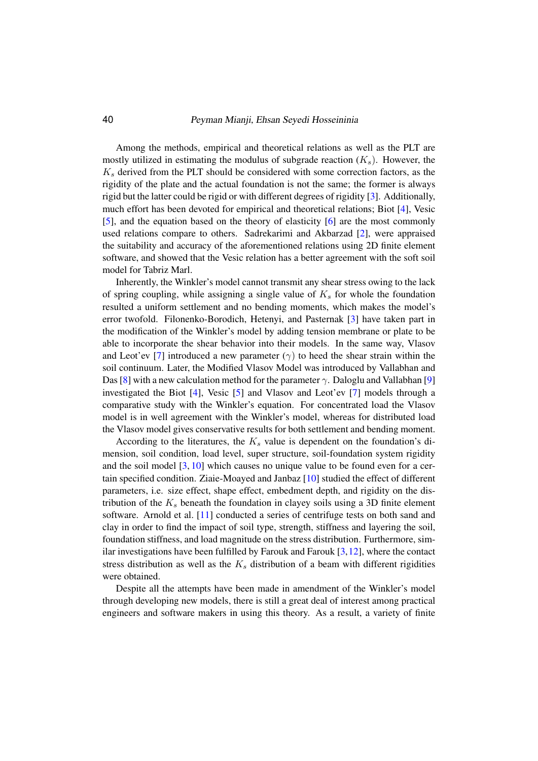Among the methods, empirical and theoretical relations as well as the PLT are mostly utilized in estimating the modulus of subgrade reaction ($K_s$). However, the $K_s$ derived from the PLT should be considered with some correction factors, as the rigidity of the plate and the actual foundation is not the same; the former is always rigid but the latter could be rigid or with different degrees of rigidity [3]. Additionally, much effort has been devoted for empirical and theoretical relations; Biot [4], Vesic [5], and the equation based on the theory of elasticity [6] are the most commonly used relations compare to others. Sadrekarimi and Akbarzad [2], were appraised the suitability and accuracy of the aforementioned relations using 2D finite element software, and showed that the Vesic relation has a better agreement with the soft soil model for Tabriz Marl.

Inherently, the Winkler's model cannot transmit any shear stress owing to the lack of spring coupling, while assigning a single value of $K_s$ for whole the foundation resulted a uniform settlement and no bending moments, which makes the model's error twofold. Filonenko-Borodich, Hetenyi, and Pasternak [3] have taken part in the modification of the Winkler's model by adding tension membrane or plate to be able to incorporate the shear behavior into their models. In the same way, Vlasov and Leot'ev [7] introduced a new parameter ($\gamma$) to heed the shear strain within the soil continuum. Later, the Modified Vlasov Model was introduced by Vallabhan and Das [8] with a new calculation method for the parameter $\gamma$. Daloglu and Vallabhan [9] investigated the Biot [4], Vesic [5] and Vlasov and Leot'ev [7] models through a comparative study with the Winkler's equation. For concentrated load the Vlasov model is in well agreement with the Winkler's model, whereas for distributed load the Vlasov model gives conservative results for both settlement and bending moment.

According to the literatures, the $K_s$ value is dependent on the foundation's dimension, soil condition, load level, super structure, soil-foundation system rigidity and the soil model [3, 10] which causes no unique value to be found even for a certain specified condition. Ziaie-Moayed and Janbaz [10] studied the effect of different parameters, i.e. size effect, shape effect, embedment depth, and rigidity on the distribution of the $K_s$ beneath the foundation in clayey soils using a 3D finite element software. Arnold et al. [11] conducted a series of centrifuge tests on both sand and clay in order to find the impact of soil type, strength, stiffness and layering the soil, foundation stiffness, and load magnitude on the stress distribution. Furthermore, similar investigations have been fulfilled by Farouk and Farouk [3, 12], where the contact stress distribution as well as the $K_s$ distribution of a beam with different rigidities were obtained.

Despite all the attempts have been made in amendment of the Winkler's model through developing new models, there is still a great deal of interest among practical engineers and software makers in using this theory. As a result, a variety of finite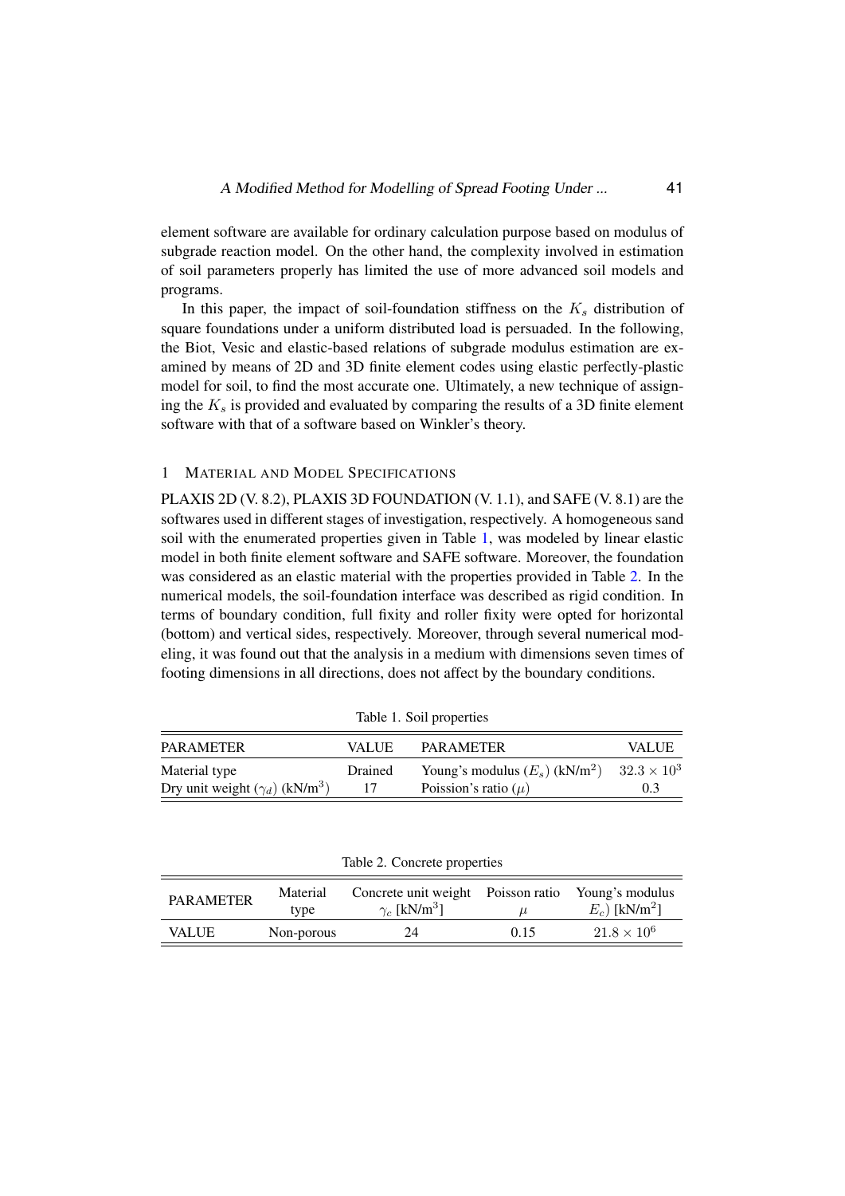element software are available for ordinary calculation purpose based on modulus of subgrade reaction model. On the other hand, the complexity involved in estimation of soil parameters properly has limited the use of more advanced soil models and programs.

In this paper, the impact of soil-foundation stiffness on the $K_s$ distribution of square foundations under a uniform distributed load is persuaded. In the following, the Biot, Vesic and elastic-based relations of subgrade modulus estimation are examined by means of 2D and 3D finite element codes using elastic perfectly-plastic model for soil, to find the most accurate one. Ultimately, a new technique of assigning the $K_s$ is provided and evaluated by comparing the results of a 3D finite element software with that of a software based on Winkler's theory.

## 1 Material and Model Specifications

PLAXIS 2D (V. 8.2), PLAXIS 3D FOUNDATION (V. 1.1), and SAFE (V. 8.1) are the softwares used in different stages of investigation, respectively. A homogeneous sand soil with the enumerated properties given in Table 1, was modeled by linear elastic model in both finite element software and SAFE software. Moreover, the foundation was considered as an elastic material with the properties provided in Table 2. In the numerical models, the soil-foundation interface was described as rigid condition. In terms of boundary condition, full fixity and roller fixity were opted for horizontal (bottom) and vertical sides, respectively. Moreover, through several numerical modeling, it was found out that the analysis in a medium with dimensions seven times of footing dimensions in all directions, does not affect by the boundary conditions.

Table 1. Soil properties

| PARAMETER | VALUE | PARAMETER | VALUE |
|---|---|---|---|
| Material type | Drained | Young's modulus ($E_s$) (kN/m$^2$) | $32.3 \times 10^3$ |
| Dry unit weight ($\gamma_d$) (kN/m$^3$) | 17 | Poission's ratio ($\mu$) | 0.3 |

Table 2. Concrete properties

| PARAMETER | Material type | Concrete unit weight $\gamma_c$ [kN/m$^3$] | Poisson ratio $\mu$ | Young's modulus $E_c$) [kN/m$^2$] |
|---|---|---|---|---|
| VALUE | Non-porous | 24 | 0.15 | $21.8 \times 10^6$ |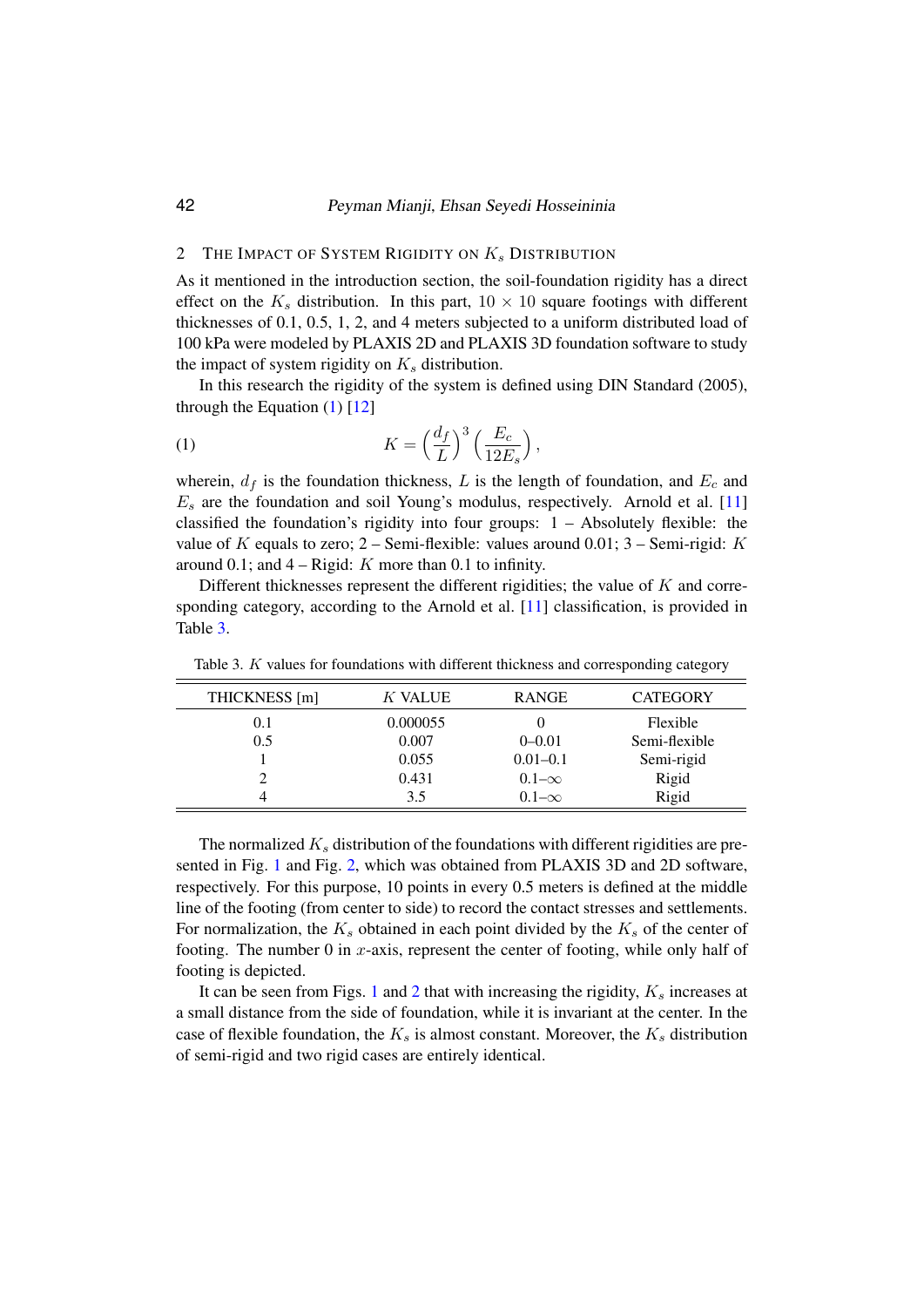## 2 THE IMPACT OF SYSTEM RIGIDITY ON $K_s$ DISTRIBUTION

As it mentioned in the introduction section, the soil-foundation rigidity has a direct effect on the $K_s$ distribution. In this part, $10 \times 10$ square footings with different thicknesses of 0.1, 0.5, 1, 2, and 4 meters subjected to a uniform distributed load of 100 kPa were modeled by PLAXIS 2D and PLAXIS 3D foundation software to study the impact of system rigidity on $K_s$ distribution.

In this research the rigidity of the system is defined using DIN Standard (2005), through the Equation (1) [12]

$$K = \left(\frac{d_f}{L}\right)^3 \left(\frac{E_c}{12E_s}\right), \tag{1}$$

wherein, $d_f$ is the foundation thickness, $L$ is the length of foundation, and $E_c$ and $E_s$ are the foundation and soil Young's modulus, respectively. Arnold et al. [11] classified the foundation's rigidity into four groups: 1 – Absolutely flexible: the value of $K$ equals to zero; 2 – Semi-flexible: values around 0.01; 3 – Semi-rigid: $K$ around 0.1; and 4 – Rigid: $K$ more than 0.1 to infinity.

Different thicknesses represent the different rigidities; the value of $K$ and corresponding category, according to the Arnold et al. [11] classification, is provided in Table 3.

Table 3. $K$ values for foundations with different thickness and corresponding category

| THICKNESS [m] | $K$ VALUE | RANGE | CATEGORY |
|---|---|---|---|
| 0.1 | 0.000055 | 0 | Flexible |
| 0.5 | 0.007 | 0–0.01 | Semi-flexible |
| 1 | 0.055 | 0.01–0.1 | Semi-rigid |
| 2 | 0.431 | 0.1–$\infty$ | Rigid |
| 4 | 3.5 | 0.1–$\infty$ | Rigid |

The normalized $K_s$ distribution of the foundations with different rigidities are presented in Fig. 1 and Fig. 2, which was obtained from PLAXIS 3D and 2D software, respectively. For this purpose, 10 points in every 0.5 meters is defined at the middle line of the footing (from center to side) to record the contact stresses and settlements. For normalization, the $K_s$ obtained in each point divided by the $K_s$ of the center of footing. The number 0 in $x$-axis, represent the center of footing, while only half of footing is depicted.

It can be seen from Figs. 1 and 2 that with increasing the rigidity, $K_s$ increases at a small distance from the side of foundation, while it is invariant at the center. In the case of flexible foundation, the $K_s$ is almost constant. Moreover, the $K_s$ distribution of semi-rigid and two rigid cases are entirely identical.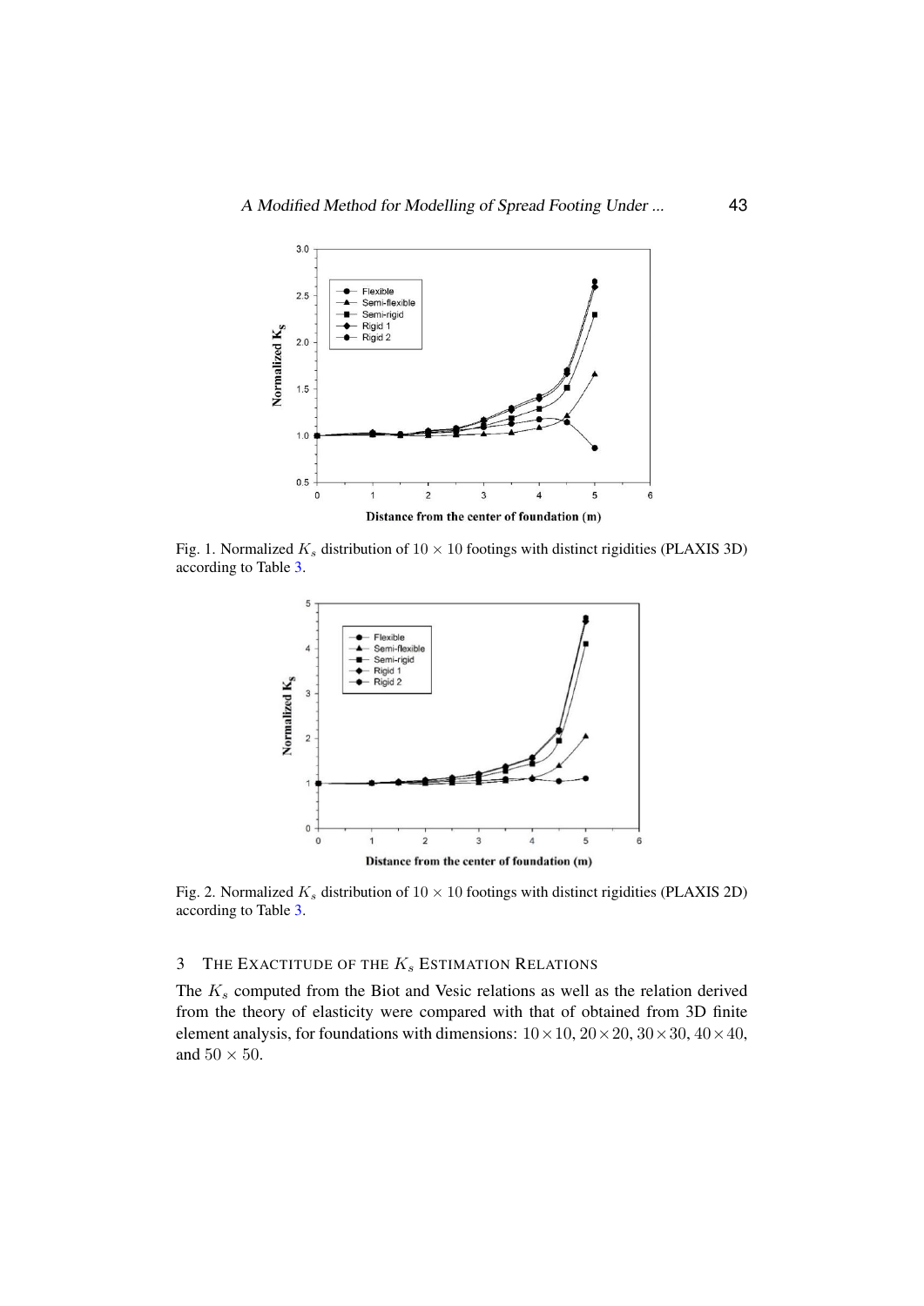Fig. 1. Normalized $K_s$ distribution of $10 \times 10$ footings with distinct rigidities (PLAXIS 3D) according to Table 3.

Fig. 2. Normalized $K_s$ distribution of $10 \times 10$ footings with distinct rigidities (PLAXIS 2D) according to Table 3.

## 3 The Exactitude of the $K_s$ Estimation Relations

The $K_s$ computed from the Biot and Vesic relations as well as the relation derived from the theory of elasticity were compared with that of obtained from 3D finite element analysis, for foundations with dimensions: $10 \times 10$, $20 \times 20$, $30 \times 30$, $40 \times 40$, and $50 \times 50$.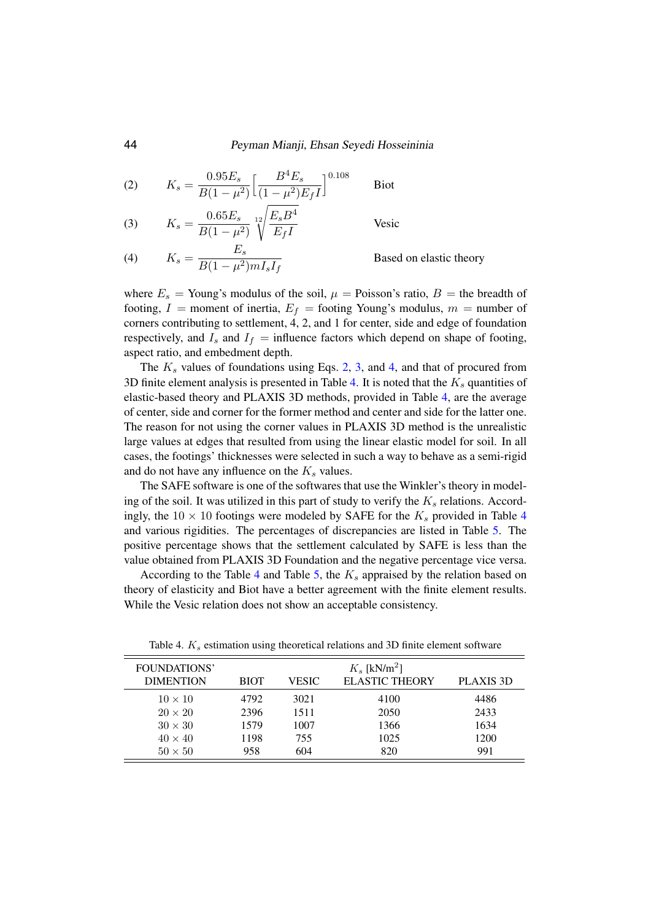$$K_s = \frac{0.95E_s}{B(1-\mu^2)}\left[\frac{B^4 E_s}{(1-\mu^2)E_f I}\right]^{0.108} \qquad \text{Biot} \tag{2}$$

$$K_s = \frac{0.65E_s}{B(1-\mu^2)}\sqrt[12]{\frac{E_s B^4}{E_f I}} \qquad \text{Vesic} \tag{3}$$

$$K_s = \frac{E_s}{B(1-\mu^2)mI_sI_f} \qquad \text{Based on elastic theory} \tag{4}$$

where $E_s$ = Young's modulus of the soil, $\mu$ = Poisson's ratio, $B$ = the breadth of footing, $I$ = moment of inertia, $E_f$ = footing Young's modulus, $m$ = number of corners contributing to settlement, 4, 2, and 1 for center, side and edge of foundation respectively, and $I_s$ and $I_f$ = influence factors which depend on shape of footing, aspect ratio, and embedment depth.

The $K_s$ values of foundations using Eqs. 2, 3, and 4, and that of procured from 3D finite element analysis is presented in Table 4. It is noted that the $K_s$ quantities of elastic-based theory and PLAXIS 3D methods, provided in Table 4, are the average of center, side and corner for the former method and center and side for the latter one. The reason for not using the corner values in PLAXIS 3D method is the unrealistic large values at edges that resulted from using the linear elastic model for soil. In all cases, the footings' thicknesses were selected in such a way to behave as a semi-rigid and do not have any influence on the $K_s$ values.

The SAFE software is one of the softwares that use the Winkler's theory in modeling of the soil. It was utilized in this part of study to verify the $K_s$ relations. Accordingly, the $10 \times 10$ footings were modeled by SAFE for the $K_s$ provided in Table 4 and various rigidities. The percentages of discrepancies are listed in Table 5. The positive percentage shows that the settlement calculated by SAFE is less than the value obtained from PLAXIS 3D Foundation and the negative percentage vice versa.

According to the Table 4 and Table 5, the $K_s$ appraised by the relation based on theory of elasticity and Biot have a better agreement with the finite element results. While the Vesic relation does not show an acceptable consistency.

Table 4. $K_s$ estimation using theoretical relations and 3D finite element software

| FOUNDATIONS' DIMENTION | $K_s$ [kN/m$^2$] | | | |
|---|---|---|---|---|
| | BIOT | VESIC | ELASTIC THEORY | PLAXIS 3D |
| $10 \times 10$ | 4792 | 3021 | 4100 | 4486 |
| $20 \times 20$ | 2396 | 1511 | 2050 | 2433 |
| $30 \times 30$ | 1579 | 1007 | 1366 | 1634 |
| $40 \times 40$ | 1198 | 755 | 1025 | 1200 |
| $50 \times 50$ | 958 | 604 | 820 | 991 |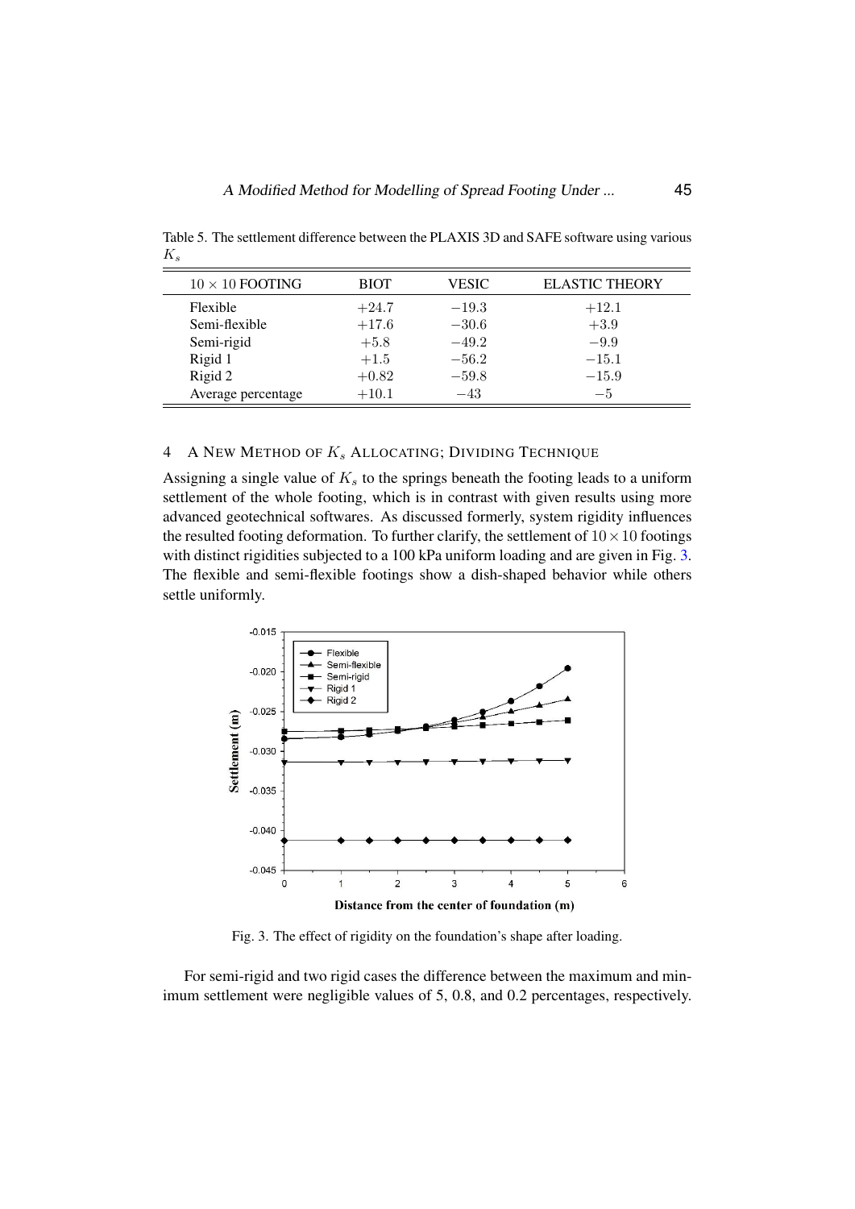Table 5. The settlement difference between the PLAXIS 3D and SAFE software using various $K_s$

| $10 \times 10$ FOOTING | BIOT | VESIC | ELASTIC THEORY |
|---|---|---|---|
| Flexible | $+24.7$ | $-19.3$ | $+12.1$ |
| Semi-flexible | $+17.6$ | $-30.6$ | $+3.9$ |
| Semi-rigid | $+5.8$ | $-49.2$ | $-9.9$ |
| Rigid 1 | $+1.5$ | $-56.2$ | $-15.1$ |
| Rigid 2 | $+0.82$ | $-59.8$ | $-15.9$ |
| Average percentage | $+10.1$ | $-43$ | $-5$ |

## 4 A New Method of $K_s$ Allocating; Dividing Technique

Assigning a single value of $K_s$ to the springs beneath the footing leads to a uniform settlement of the whole footing, which is in contrast with given results using more advanced geotechnical softwares. As discussed formerly, system rigidity influences the resulted footing deformation. To further clarify, the settlement of $10 \times 10$ footings with distinct rigidities subjected to a 100 kPa uniform loading and are given in Fig. 3. The flexible and semi-flexible footings show a dish-shaped behavior while others settle uniformly.

Fig. 3. The effect of rigidity on the foundation's shape after loading.

For semi-rigid and two rigid cases the difference between the maximum and minimum settlement were negligible values of 5, 0.8, and 0.2 percentages, respectively.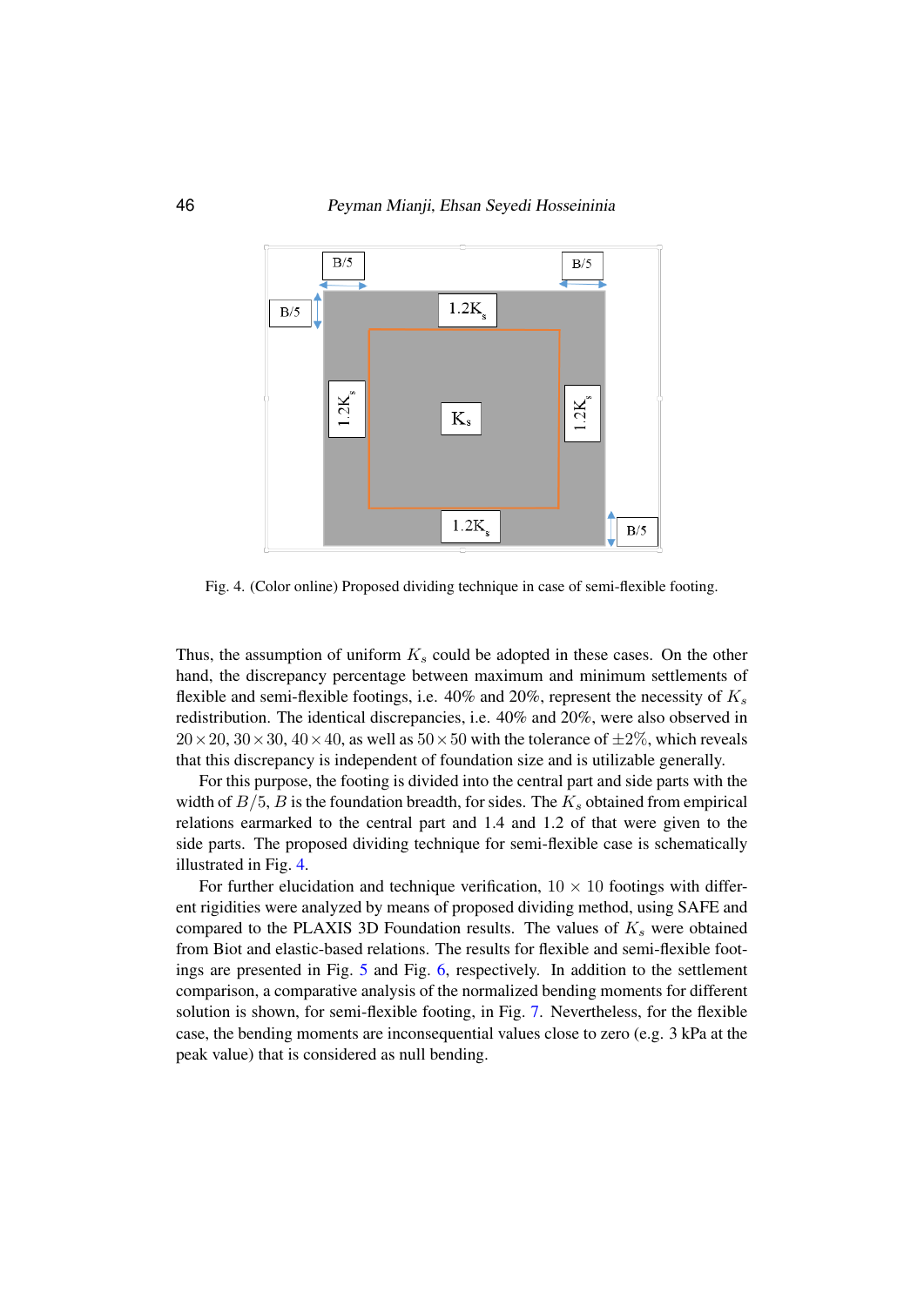Fig. 4. (Color online) Proposed dividing technique in case of semi-flexible footing.

Thus, the assumption of uniform $K_s$ could be adopted in these cases. On the other hand, the discrepancy percentage between maximum and minimum settlements of flexible and semi-flexible footings, i.e. 40% and 20%, represent the necessity of $K_s$ redistribution. The identical discrepancies, i.e. 40% and 20%, were also observed in $20 \times 20$, $30 \times 30$, $40 \times 40$, as well as $50 \times 50$ with the tolerance of $\pm 2\%$, which reveals that this discrepancy is independent of foundation size and is utilizable generally.

For this purpose, the footing is divided into the central part and side parts with the width of $B/5$, $B$ is the foundation breadth, for sides. The $K_s$ obtained from empirical relations earmarked to the central part and 1.4 and 1.2 of that were given to the side parts. The proposed dividing technique for semi-flexible case is schematically illustrated in Fig. 4.

For further elucidation and technique verification, $10 \times 10$ footings with different rigidities were analyzed by means of proposed dividing method, using SAFE and compared to the PLAXIS 3D Foundation results. The values of $K_s$ were obtained from Biot and elastic-based relations. The results for flexible and semi-flexible footings are presented in Fig. 5 and Fig. 6, respectively. In addition to the settlement comparison, a comparative analysis of the normalized bending moments for different solution is shown, for semi-flexible footing, in Fig. 7. Nevertheless, for the flexible case, the bending moments are inconsequential values close to zero (e.g. 3 kPa at the peak value) that is considered as null bending.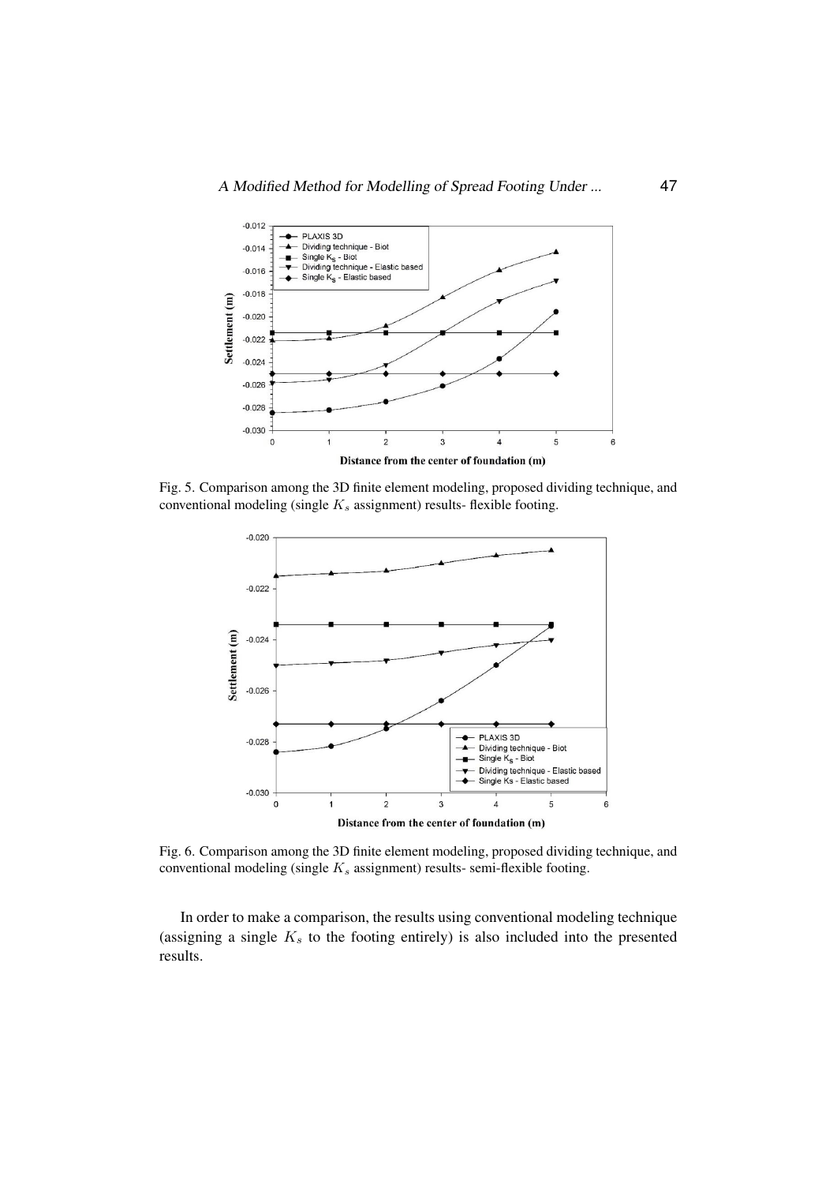Fig. 5. Comparison among the 3D finite element modeling, proposed dividing technique, and conventional modeling (single $K_s$ assignment) results- flexible footing.

Fig. 6. Comparison among the 3D finite element modeling, proposed dividing technique, and conventional modeling (single $K_s$ assignment) results- semi-flexible footing.

In order to make a comparison, the results using conventional modeling technique (assigning a single $K_s$ to the footing entirely) is also included into the presented results.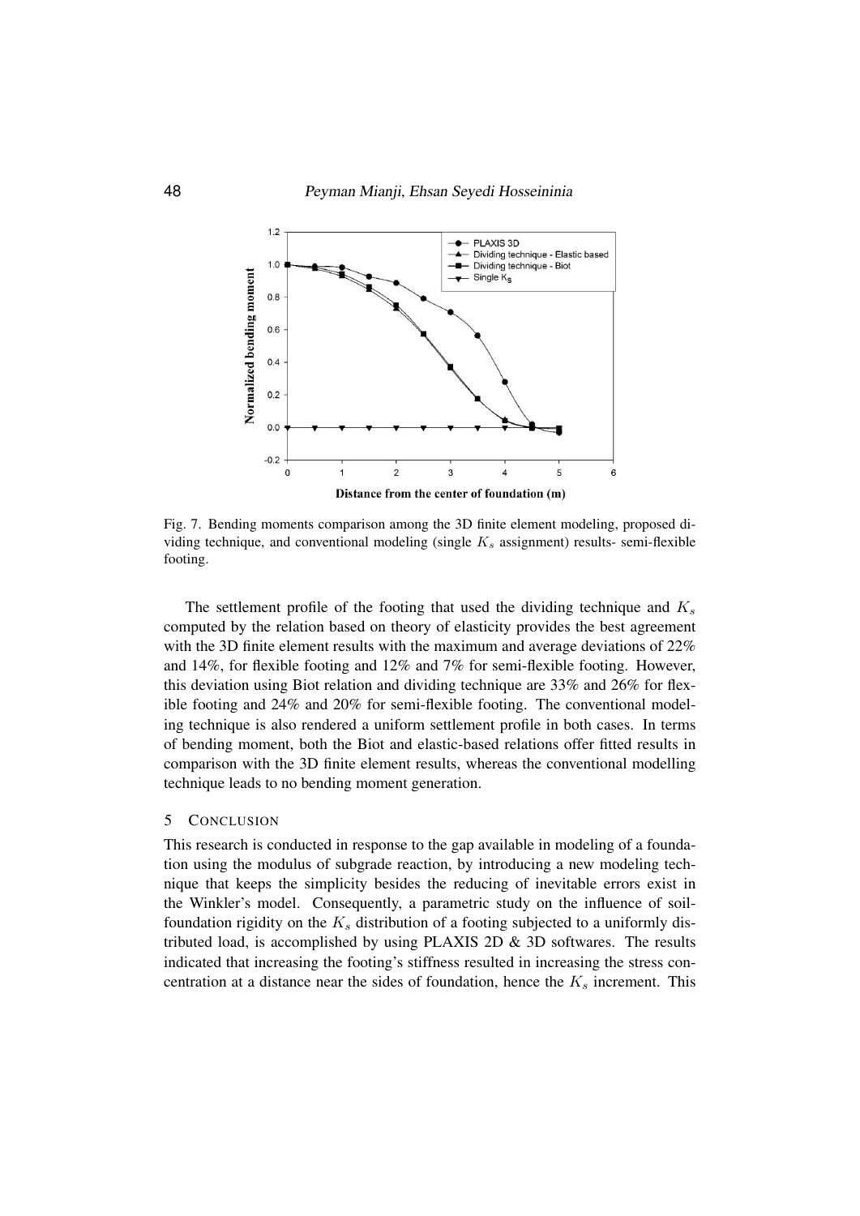Fig. 7. Bending moments comparison among the 3D finite element modeling, proposed dividing technique, and conventional modeling (single $K_s$ assignment) results- semi-flexible footing.

The settlement profile of the footing that used the dividing technique and $K_s$ computed by the relation based on theory of elasticity provides the best agreement with the 3D finite element results with the maximum and average deviations of 22% and 14%, for flexible footing and 12% and 7% for semi-flexible footing. However, this deviation using Biot relation and dividing technique are 33% and 26% for flexible footing and 24% and 20% for semi-flexible footing. The conventional modeling technique is also rendered a uniform settlement profile in both cases. In terms of bending moment, both the Biot and elastic-based relations offer fitted results in comparison with the 3D finite element results, whereas the conventional modelling technique leads to no bending moment generation.

## 5 Conclusion

This research is conducted in response to the gap available in modeling of a foundation using the modulus of subgrade reaction, by introducing a new modeling technique that keeps the simplicity besides the reducing of inevitable errors exist in the Winkler's model. Consequently, a parametric study on the influence of soil-foundation rigidity on the $K_s$ distribution of a footing subjected to a uniformly distributed load, is accomplished by using PLAXIS 2D & 3D softwares. The results indicated that increasing the footing's stiffness resulted in increasing the stress concentration at a distance near the sides of foundation, hence the $K_s$ increment. This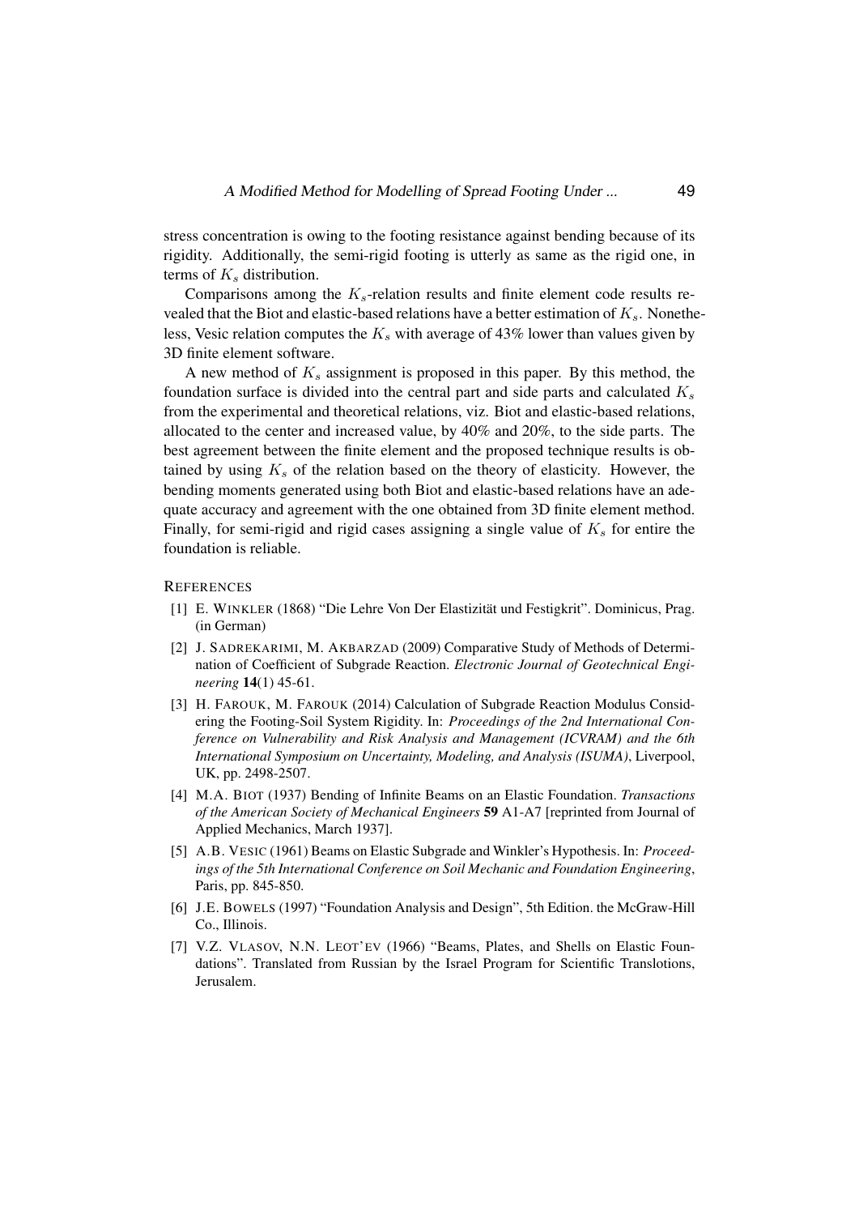stress concentration is owing to the footing resistance against bending because of its rigidity. Additionally, the semi-rigid footing is utterly as same as the rigid one, in terms of $K_s$ distribution.

Comparisons among the $K_s$-relation results and finite element code results revealed that the Biot and elastic-based relations have a better estimation of $K_s$. Nonetheless, Vesic relation computes the $K_s$ with average of 43% lower than values given by 3D finite element software.

A new method of $K_s$ assignment is proposed in this paper. By this method, the foundation surface is divided into the central part and side parts and calculated $K_s$ from the experimental and theoretical relations, viz. Biot and elastic-based relations, allocated to the center and increased value, by 40% and 20%, to the side parts. The best agreement between the finite element and the proposed technique results is obtained by using $K_s$ of the relation based on the theory of elasticity. However, the bending moments generated using both Biot and elastic-based relations have an adequate accuracy and agreement with the one obtained from 3D finite element method. Finally, for semi-rigid and rigid cases assigning a single value of $K_s$ for entire the foundation is reliable.

## REFERENCES

[1] E. WINKLER (1868) "Die Lehre Von Der Elastizität und Festigkrit". Dominicus, Prag. (in German)

[2] J. SADREKARIMI, M. AKBARZAD (2009) Comparative Study of Methods of Determination of Coefficient of Subgrade Reaction. *Electronic Journal of Geotechnical Engineering* **14**(1) 45-61.

[3] H. FAROUK, M. FAROUK (2014) Calculation of Subgrade Reaction Modulus Considering the Footing-Soil System Rigidity. In: *Proceedings of the 2nd International Conference on Vulnerability and Risk Analysis and Management (ICVRAM) and the 6th International Symposium on Uncertainty, Modeling, and Analysis (ISUMA)*, Liverpool, UK, pp. 2498-2507.

[4] M.A. BIOT (1937) Bending of Infinite Beams on an Elastic Foundation. *Transactions of the American Society of Mechanical Engineers* **59** A1-A7 [reprinted from Journal of Applied Mechanics, March 1937].

[5] A.B. VESIC (1961) Beams on Elastic Subgrade and Winkler's Hypothesis. In: *Proceedings of the 5th International Conference on Soil Mechanic and Foundation Engineering*, Paris, pp. 845-850.

[6] J.E. BOWELS (1997) "Foundation Analysis and Design", 5th Edition. the McGraw-Hill Co., Illinois.

[7] V.Z. VLASOV, N.N. LEOT'EV (1966) "Beams, Plates, and Shells on Elastic Foundations". Translated from Russian by the Israel Program for Scientific Translotions, Jerusalem.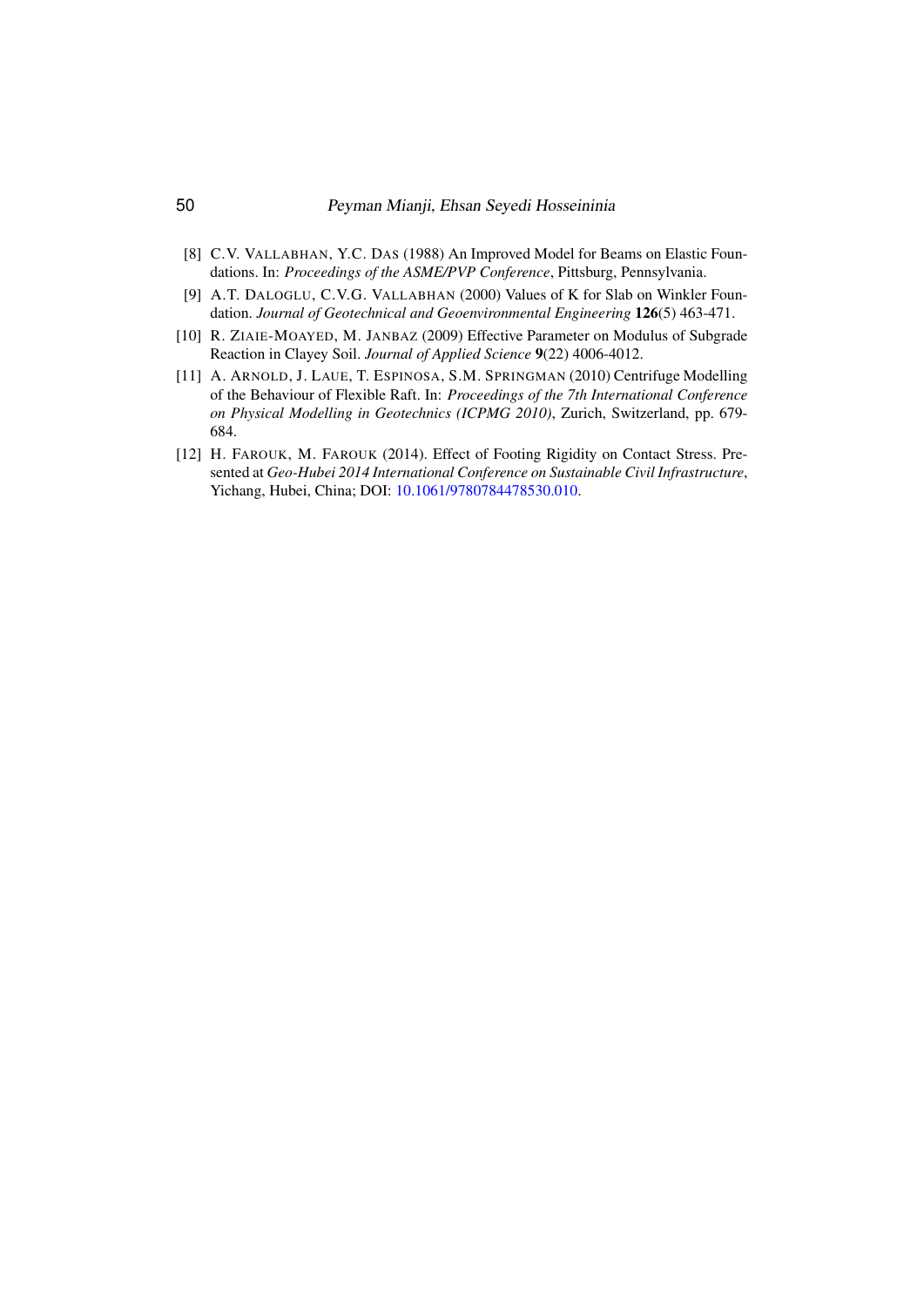[8] C.V. Vallabhan, Y.C. Das (1988) An Improved Model for Beams on Elastic Foundations. In: *Proceedings of the ASME/PVP Conference*, Pittsburg, Pennsylvania.

[9] A.T. Daloglu, C.V.G. Vallabhan (2000) Values of K for Slab on Winkler Foundation. *Journal of Geotechnical and Geoenvironmental Engineering* **126**(5) 463-471.

[10] R. Ziaie-Moayed, M. Janbaz (2009) Effective Parameter on Modulus of Subgrade Reaction in Clayey Soil. *Journal of Applied Science* **9**(22) 4006-4012.

[11] A. Arnold, J. Laue, T. Espinosa, S.M. Springman (2010) Centrifuge Modelling of the Behaviour of Flexible Raft. In: *Proceedings of the 7th International Conference on Physical Modelling in Geotechnics (ICPMG 2010)*, Zurich, Switzerland, pp. 679-684.

[12] H. Farouk, M. Farouk (2014). Effect of Footing Rigidity on Contact Stress. Presented at *Geo-Hubei 2014 International Conference on Sustainable Civil Infrastructure*, Yichang, Hubei, China; DOI: 10.1061/9780784478530.010.